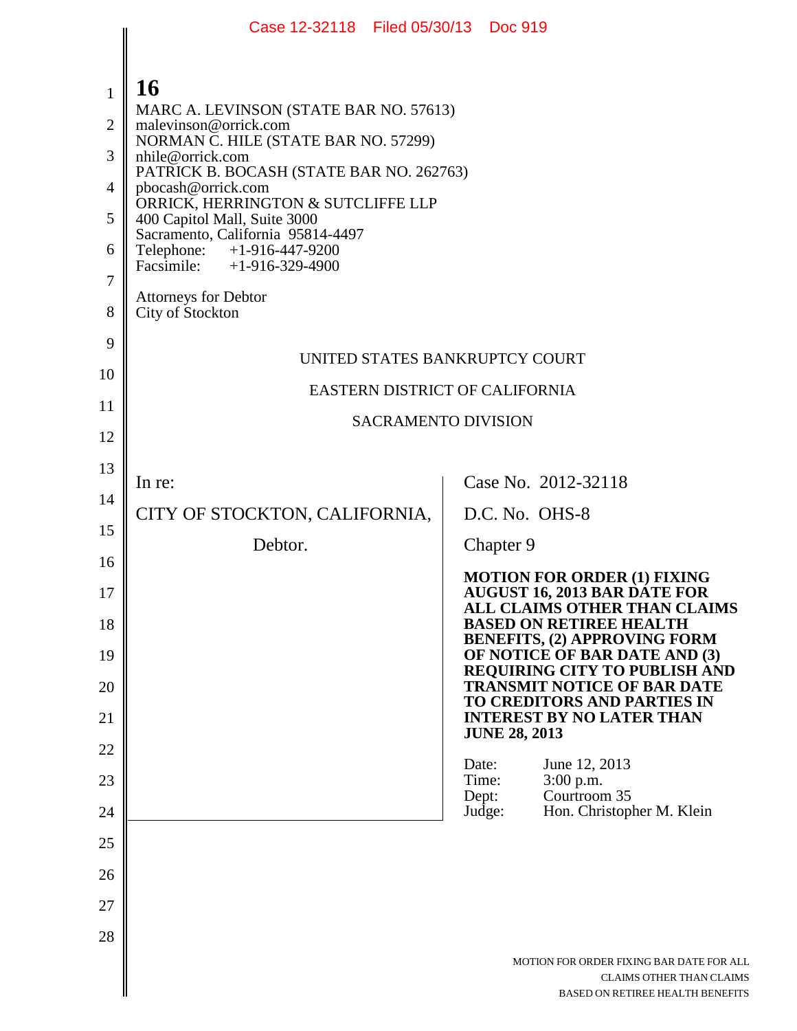**16**

MARC A. LEVINSON (STATE BAR NO. 57613)
malevinson@orrick.com
NORMAN C. HILE (STATE BAR NO. 57299)
nhile@orrick.com
PATRICK B. BOCASH (STATE BAR NO. 262763)
pbocash@orrick.com
ORRICK, HERRINGTON & SUTCLIFFE LLP
400 Capitol Mall, Suite 3000
Sacramento, California 95814-4497
Telephone: +1-916-447-9200
Facsimile: +1-916-329-4900

Attorneys for Debtor
City of Stockton

UNITED STATES BANKRUPTCY COURT

EASTERN DISTRICT OF CALIFORNIA

SACRAMENTO DIVISION

| | |
|---|---|
| In re:<br><br>CITY OF STOCKTON, CALIFORNIA,<br><br>Debtor. | Case No. 2012-32118<br><br>D.C. No. OHS-8<br><br>Chapter 9<br><br>**MOTION FOR ORDER (1) FIXING AUGUST 16, 2013 BAR DATE FOR ALL CLAIMS OTHER THAN CLAIMS BASED ON RETIREE HEALTH BENEFITS, (2) APPROVING FORM OF NOTICE OF BAR DATE AND (3) REQUIRING CITY TO PUBLISH AND TRANSMIT NOTICE OF BAR DATE TO CREDITORS AND PARTIES IN INTEREST BY NO LATER THAN JUNE 28, 2013**<br><br>Date: June 12, 2013<br>Time: 3:00 p.m.<br>Dept: Courtroom 35<br>Judge: Hon. Christopher M. Klein |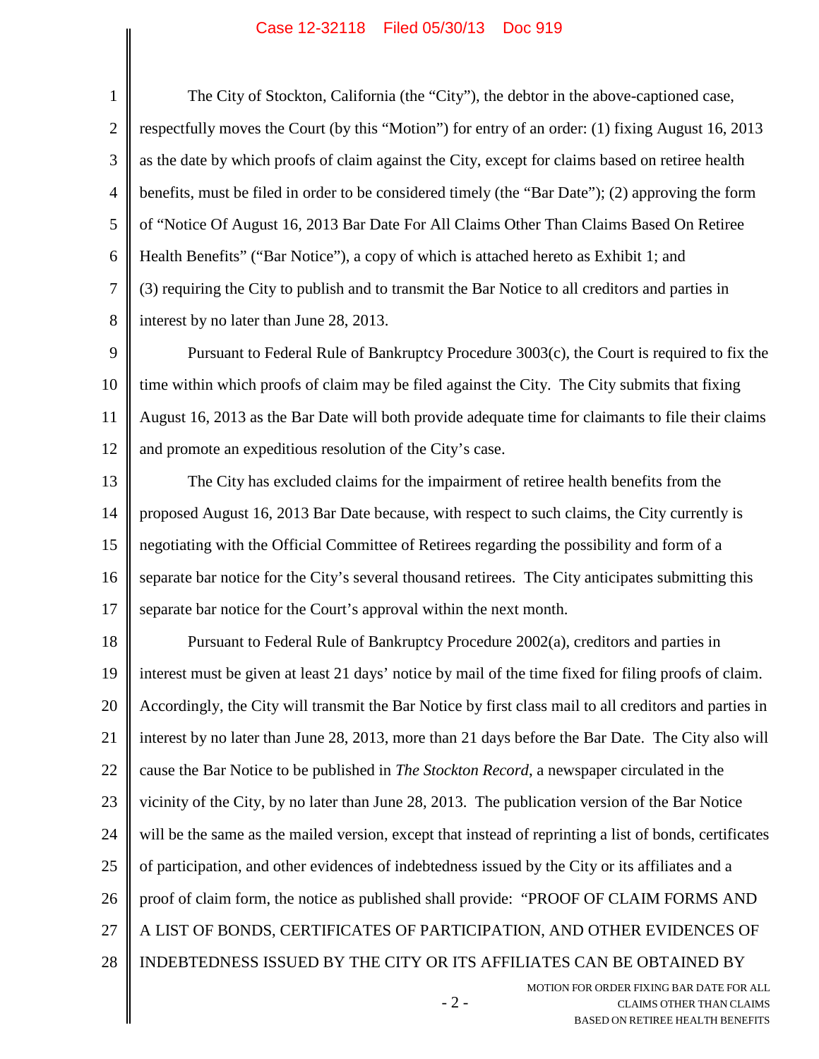The City of Stockton, California (the "City"), the debtor in the above-captioned case, respectfully moves the Court (by this "Motion") for entry of an order: (1) fixing August 16, 2013 as the date by which proofs of claim against the City, except for claims based on retiree health benefits, must be filed in order to be considered timely (the "Bar Date"); (2) approving the form of "Notice Of August 16, 2013 Bar Date For All Claims Other Than Claims Based On Retiree Health Benefits" ("Bar Notice"), a copy of which is attached hereto as Exhibit 1; and (3) requiring the City to publish and to transmit the Bar Notice to all creditors and parties in interest by no later than June 28, 2013.

Pursuant to Federal Rule of Bankruptcy Procedure 3003(c), the Court is required to fix the time within which proofs of claim may be filed against the City. The City submits that fixing August 16, 2013 as the Bar Date will both provide adequate time for claimants to file their claims and promote an expeditious resolution of the City's case.

The City has excluded claims for the impairment of retiree health benefits from the proposed August 16, 2013 Bar Date because, with respect to such claims, the City currently is negotiating with the Official Committee of Retirees regarding the possibility and form of a separate bar notice for the City's several thousand retirees. The City anticipates submitting this separate bar notice for the Court's approval within the next month.

Pursuant to Federal Rule of Bankruptcy Procedure 2002(a), creditors and parties in interest must be given at least 21 days' notice by mail of the time fixed for filing proofs of claim. Accordingly, the City will transmit the Bar Notice by first class mail to all creditors and parties in interest by no later than June 28, 2013, more than 21 days before the Bar Date. The City also will cause the Bar Notice to be published in *The Stockton Record*, a newspaper circulated in the vicinity of the City, by no later than June 28, 2013. The publication version of the Bar Notice will be the same as the mailed version, except that instead of reprinting a list of bonds, certificates of participation, and other evidences of indebtedness issued by the City or its affiliates and a proof of claim form, the notice as published shall provide: "PROOF OF CLAIM FORMS AND A LIST OF BONDS, CERTIFICATES OF PARTICIPATION, AND OTHER EVIDENCES OF INDEBTEDNESS ISSUED BY THE CITY OR ITS AFFILIATES CAN BE OBTAINED BY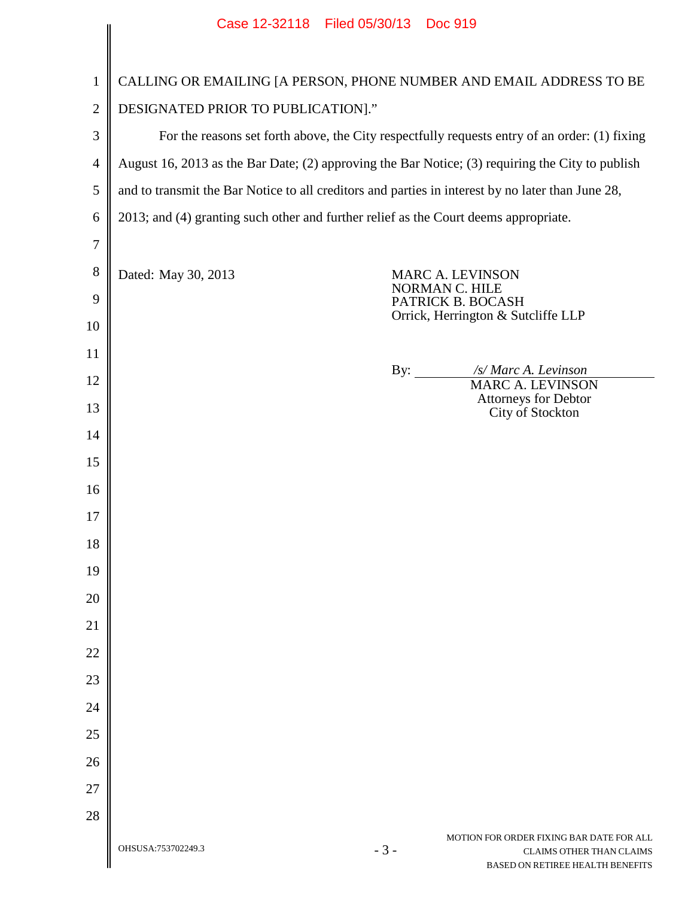CALLING OR EMAILING [A PERSON, PHONE NUMBER AND EMAIL ADDRESS TO BE DESIGNATED PRIOR TO PUBLICATION]."

For the reasons set forth above, the City respectfully requests entry of an order: (1) fixing August 16, 2013 as the Bar Date; (2) approving the Bar Notice; (3) requiring the City to publish and to transmit the Bar Notice to all creditors and parties in interest by no later than June 28, 2013; and (4) granting such other and further relief as the Court deems appropriate.

Dated: May 30, 2013

MARC A. LEVINSON
NORMAN C. HILE
PATRICK B. BOCASH
Orrick, Herrington & Sutcliffe LLP

By: */s/ Marc A. Levinson*
MARC A. LEVINSON
Attorneys for Debtor
City of Stockton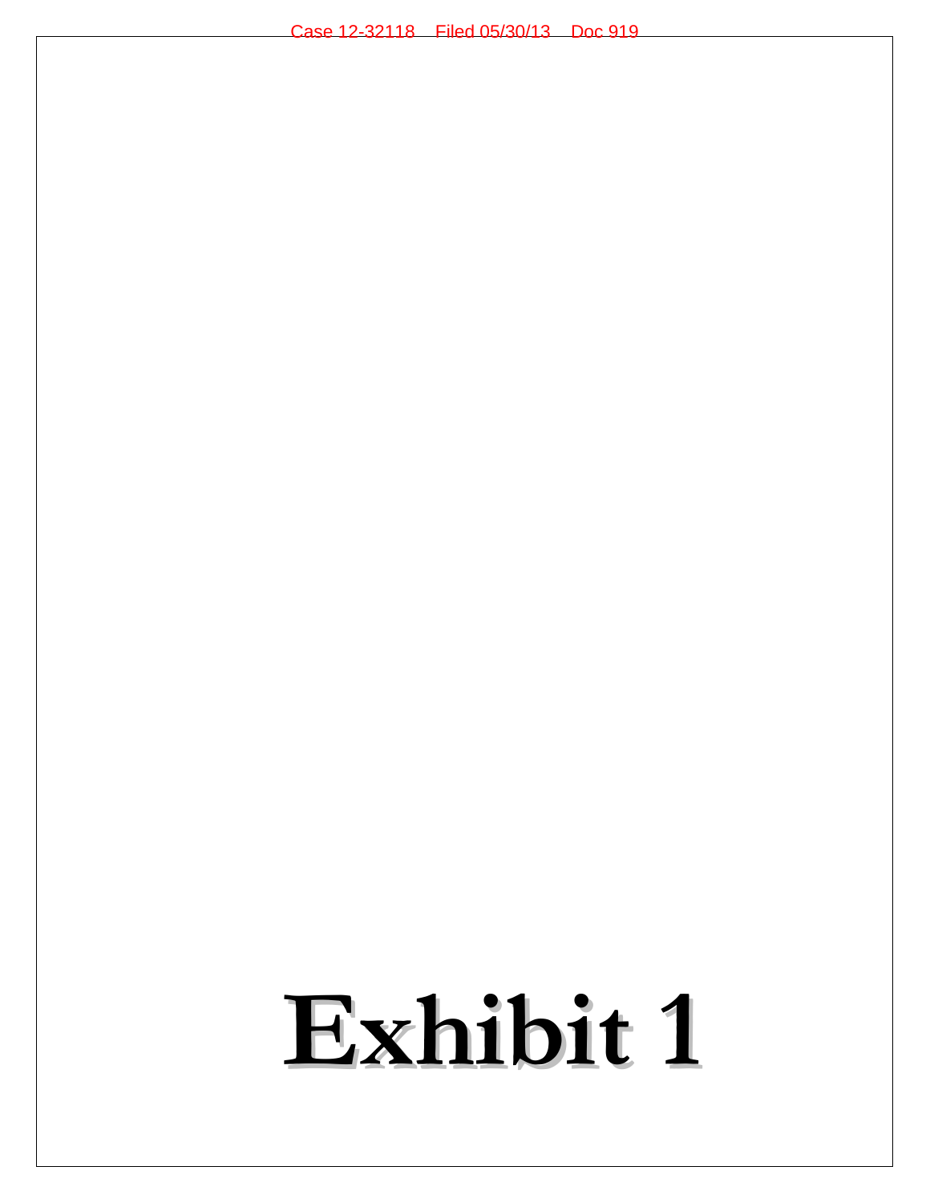# Exhibit 1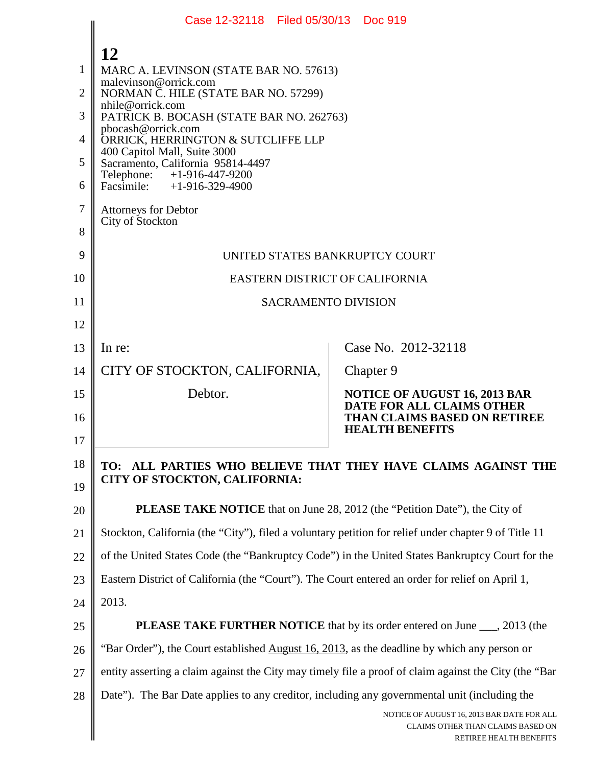**12**

MARC A. LEVINSON (STATE BAR NO. 57613)
malevinson@orrick.com
NORMAN C. HILE (STATE BAR NO. 57299)
nhile@orrick.com
PATRICK B. BOCASH (STATE BAR NO. 262763)
pbocash@orrick.com
ORRICK, HERRINGTON & SUTCLIFFE LLP
400 Capitol Mall, Suite 3000
Sacramento, California 95814-4497
Telephone: +1-916-447-9200
Facsimile: +1-916-329-4900

Attorneys for Debtor
City of Stockton

UNITED STATES BANKRUPTCY COURT

EASTERN DISTRICT OF CALIFORNIA

SACRAMENTO DIVISION

| | |
|---|---|
| In re:<br>CITY OF STOCKTON, CALIFORNIA,<br>Debtor. | Case No. 2012-32118<br>Chapter 9<br>**NOTICE OF AUGUST 16, 2013 BAR DATE FOR ALL CLAIMS OTHER THAN CLAIMS BASED ON RETIREE HEALTH BENEFITS** |

**TO: ALL PARTIES WHO BELIEVE THAT THEY HAVE CLAIMS AGAINST THE CITY OF STOCKTON, CALIFORNIA:**

**PLEASE TAKE NOTICE** that on June 28, 2012 (the "Petition Date"), the City of Stockton, California (the "City"), filed a voluntary petition for relief under chapter 9 of Title 11 of the United States Code (the "Bankruptcy Code") in the United States Bankruptcy Court for the Eastern District of California (the "Court"). The Court entered an order for relief on April 1, 2013.

**PLEASE TAKE FURTHER NOTICE** that by its order entered on June ___, 2013 (the "Bar Order"), the Court established August 16, 2013, as the deadline by which any person or entity asserting a claim against the City may timely file a proof of claim against the City (the "Bar Date"). The Bar Date applies to any creditor, including any governmental unit (including the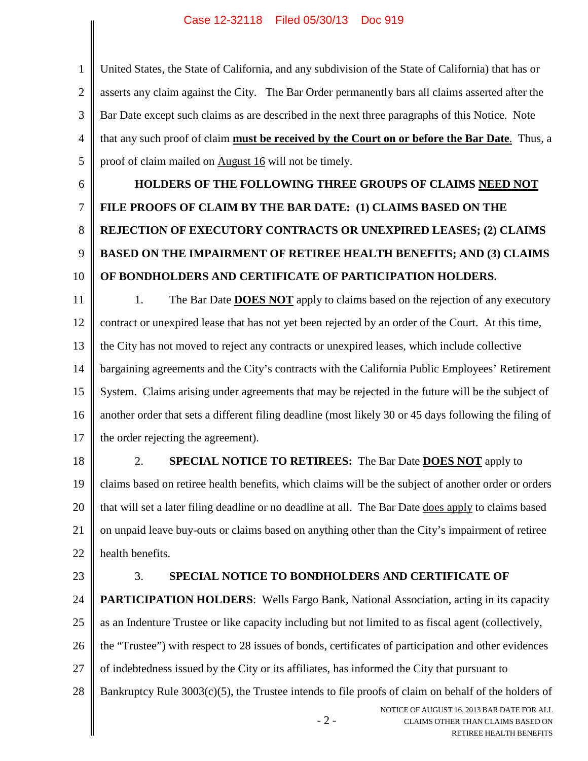United States, the State of California, and any subdivision of the State of California) that has or asserts any claim against the City. The Bar Order permanently bars all claims asserted after the Bar Date except such claims as are described in the next three paragraphs of this Notice. Note that any such proof of claim **must be received by the Court on or before the Bar Date**. Thus, a proof of claim mailed on August 16 will not be timely.

**HOLDERS OF THE FOLLOWING THREE GROUPS OF CLAIMS NEED NOT FILE PROOFS OF CLAIM BY THE BAR DATE: (1) CLAIMS BASED ON THE REJECTION OF EXECUTORY CONTRACTS OR UNEXPIRED LEASES; (2) CLAIMS BASED ON THE IMPAIRMENT OF RETIREE HEALTH BENEFITS; AND (3) CLAIMS OF BONDHOLDERS AND CERTIFICATE OF PARTICIPATION HOLDERS.**

1. The Bar Date **DOES NOT** apply to claims based on the rejection of any executory contract or unexpired lease that has not yet been rejected by an order of the Court. At this time, the City has not moved to reject any contracts or unexpired leases, which include collective bargaining agreements and the City's contracts with the California Public Employees' Retirement System. Claims arising under agreements that may be rejected in the future will be the subject of another order that sets a different filing deadline (most likely 30 or 45 days following the filing of the order rejecting the agreement).

2. **SPECIAL NOTICE TO RETIREES:** The Bar Date **DOES NOT** apply to claims based on retiree health benefits, which claims will be the subject of another order or orders that will set a later filing deadline or no deadline at all. The Bar Date does apply to claims based on unpaid leave buy-outs or claims based on anything other than the City's impairment of retiree health benefits.

3. **SPECIAL NOTICE TO BONDHOLDERS AND CERTIFICATE OF PARTICIPATION HOLDERS**: Wells Fargo Bank, National Association, acting in its capacity as an Indenture Trustee or like capacity including but not limited to as fiscal agent (collectively, the "Trustee") with respect to 28 issues of bonds, certificates of participation and other evidences of indebtedness issued by the City or its affiliates, has informed the City that pursuant to Bankruptcy Rule 3003(c)(5), the Trustee intends to file proofs of claim on behalf of the holders of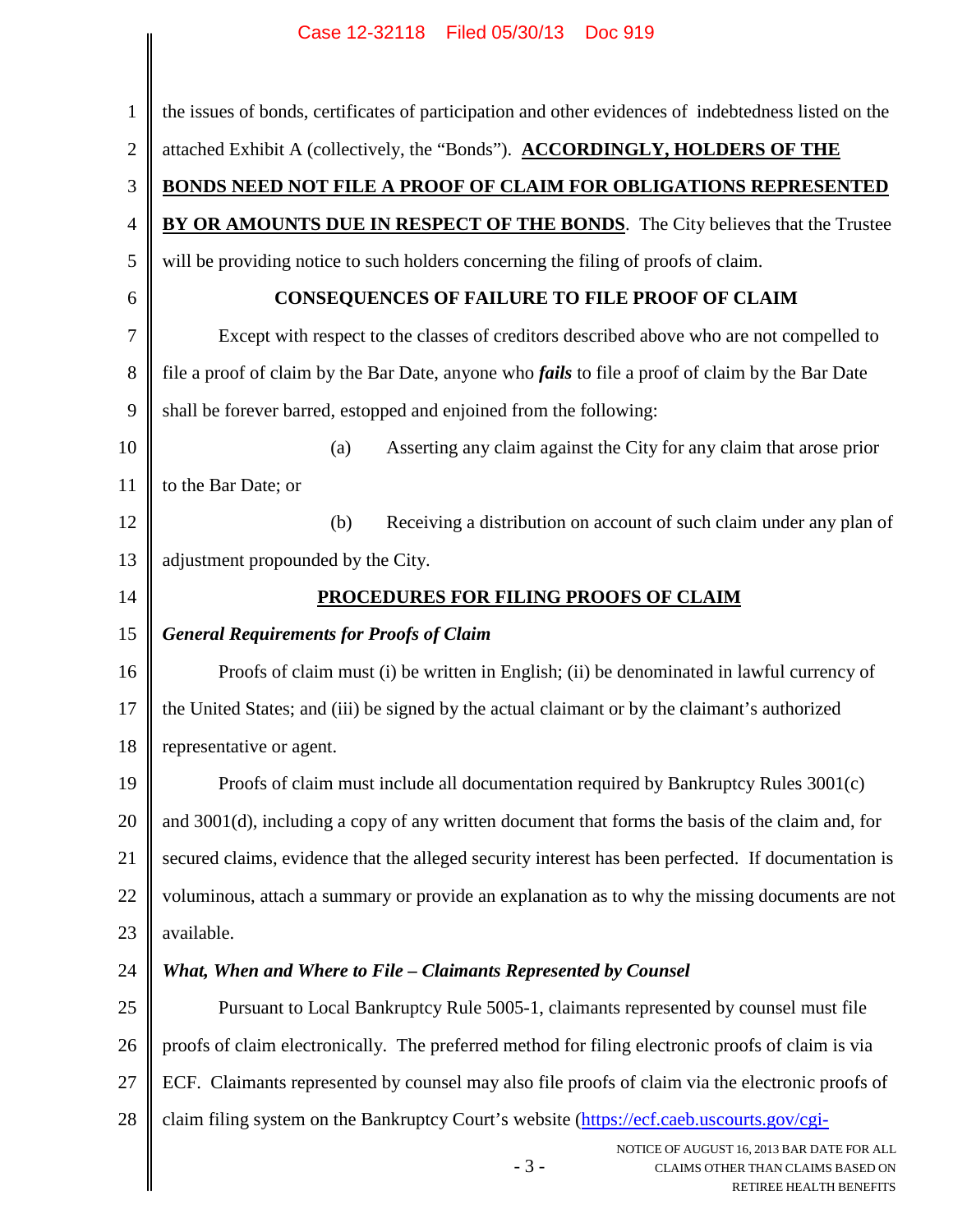the issues of bonds, certificates of participation and other evidences of indebtedness listed on the attached Exhibit A (collectively, the "Bonds"). **ACCORDINGLY, HOLDERS OF THE BONDS NEED NOT FILE A PROOF OF CLAIM FOR OBLIGATIONS REPRESENTED BY OR AMOUNTS DUE IN RESPECT OF THE BONDS**. The City believes that the Trustee will be providing notice to such holders concerning the filing of proofs of claim.

## CONSEQUENCES OF FAILURE TO FILE PROOF OF CLAIM

Except with respect to the classes of creditors described above who are not compelled to file a proof of claim by the Bar Date, anyone who ***fails*** to file a proof of claim by the Bar Date shall be forever barred, estopped and enjoined from the following:

(a) Asserting any claim against the City for any claim that arose prior to the Bar Date; or

(b) Receiving a distribution on account of such claim under any plan of adjustment propounded by the City.

## PROCEDURES FOR FILING PROOFS OF CLAIM

***General Requirements for Proofs of Claim***

Proofs of claim must (i) be written in English; (ii) be denominated in lawful currency of the United States; and (iii) be signed by the actual claimant or by the claimant's authorized representative or agent.

Proofs of claim must include all documentation required by Bankruptcy Rules 3001(c) and 3001(d), including a copy of any written document that forms the basis of the claim and, for secured claims, evidence that the alleged security interest has been perfected. If documentation is voluminous, attach a summary or provide an explanation as to why the missing documents are not available.

***What, When and Where to File – Claimants Represented by Counsel***

Pursuant to Local Bankruptcy Rule 5005-1, claimants represented by counsel must file proofs of claim electronically. The preferred method for filing electronic proofs of claim is via ECF. Claimants represented by counsel may also file proofs of claim via the electronic proofs of claim filing system on the Bankruptcy Court's website (https://ecf.caeb.uscourts.gov/cgi-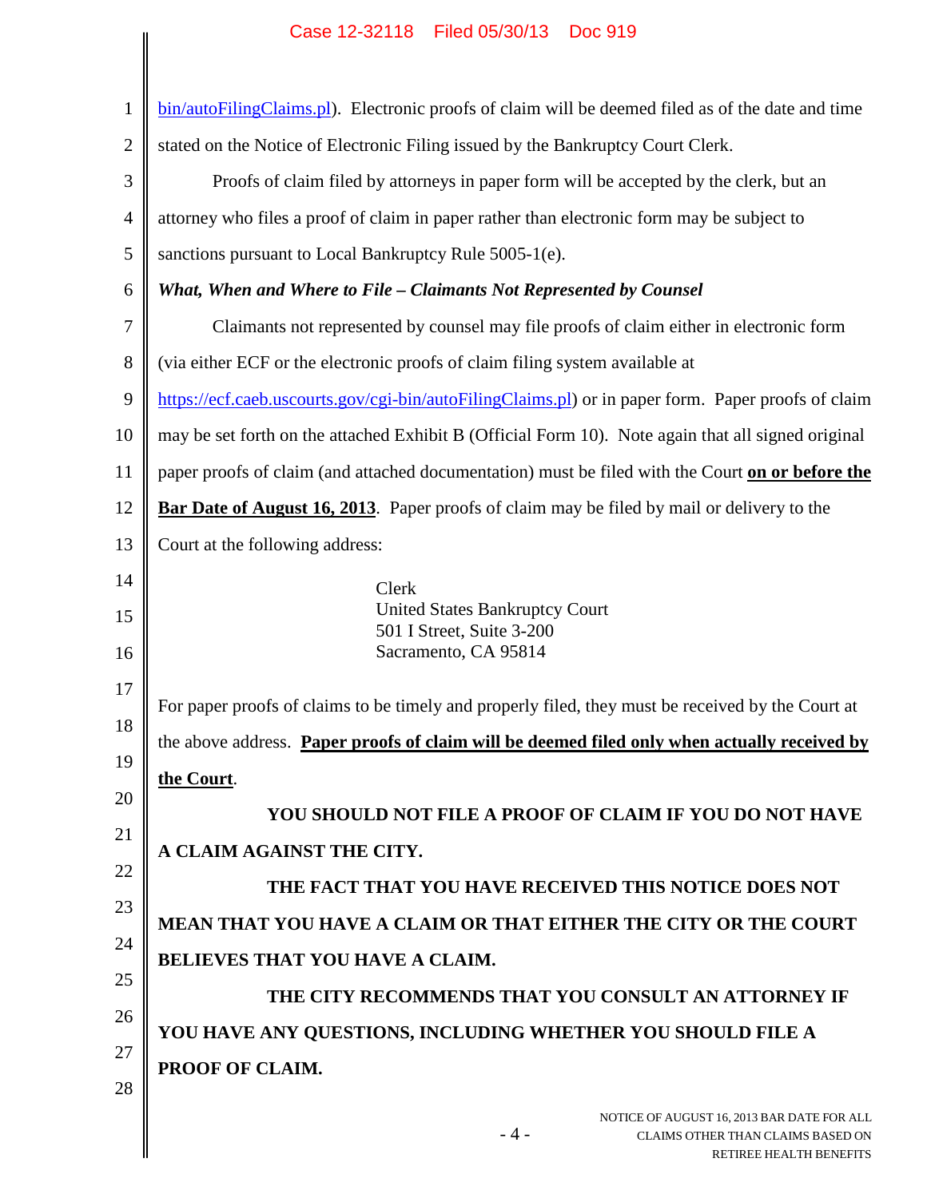bin/autoFilingClaims.pl). Electronic proofs of claim will be deemed filed as of the date and time stated on the Notice of Electronic Filing issued by the Bankruptcy Court Clerk.

Proofs of claim filed by attorneys in paper form will be accepted by the clerk, but an attorney who files a proof of claim in paper rather than electronic form may be subject to sanctions pursuant to Local Bankruptcy Rule 5005-1(e).

***What, When and Where to File – Claimants Not Represented by Counsel***

Claimants not represented by counsel may file proofs of claim either in electronic form (via either ECF or the electronic proofs of claim filing system available at https://ecf.caeb.uscourts.gov/cgi-bin/autoFilingClaims.pl) or in paper form. Paper proofs of claim may be set forth on the attached Exhibit B (Official Form 10). Note again that all signed original paper proofs of claim (and attached documentation) must be filed with the Court **on or before the Bar Date of August 16, 2013**. Paper proofs of claim may be filed by mail or delivery to the Court at the following address:

Clerk
United States Bankruptcy Court
501 I Street, Suite 3-200
Sacramento, CA 95814

For paper proofs of claims to be timely and properly filed, they must be received by the Court at the above address. **Paper proofs of claim will be deemed filed only when actually received by the Court**.

**YOU SHOULD NOT FILE A PROOF OF CLAIM IF YOU DO NOT HAVE A CLAIM AGAINST THE CITY.**

**THE FACT THAT YOU HAVE RECEIVED THIS NOTICE DOES NOT MEAN THAT YOU HAVE A CLAIM OR THAT EITHER THE CITY OR THE COURT BELIEVES THAT YOU HAVE A CLAIM.**

**THE CITY RECOMMENDS THAT YOU CONSULT AN ATTORNEY IF YOU HAVE ANY QUESTIONS, INCLUDING WHETHER YOU SHOULD FILE A PROOF OF CLAIM.**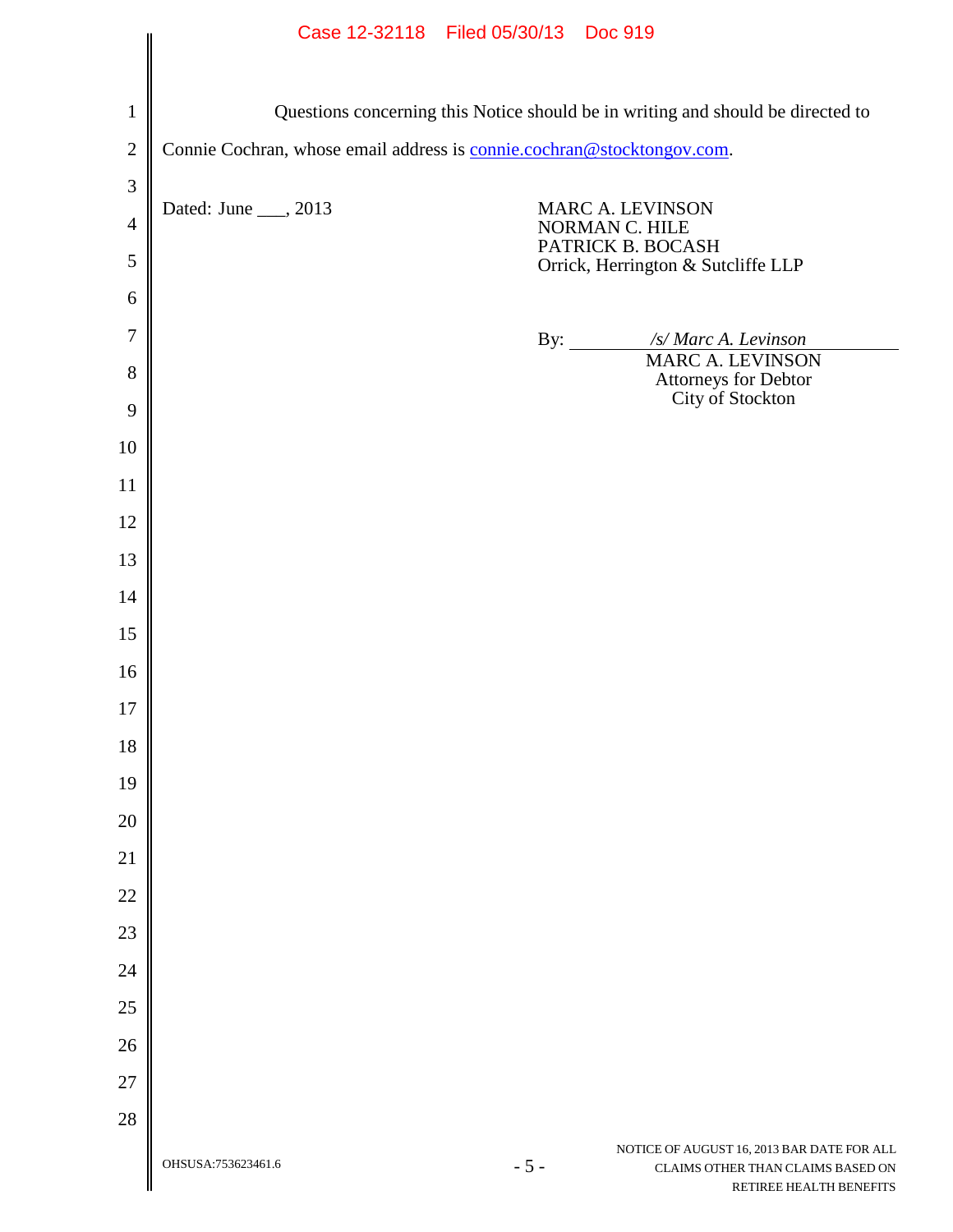Questions concerning this Notice should be in writing and should be directed to Connie Cochran, whose email address is connie.cochran@stocktongov.com.

Dated: June ___, 2013

MARC A. LEVINSON
NORMAN C. HILE
PATRICK B. BOCASH
Orrick, Herrington & Sutcliffe LLP

By: *\/s/ Marc A. Levinson*
MARC A. LEVINSON
Attorneys for Debtor
City of Stockton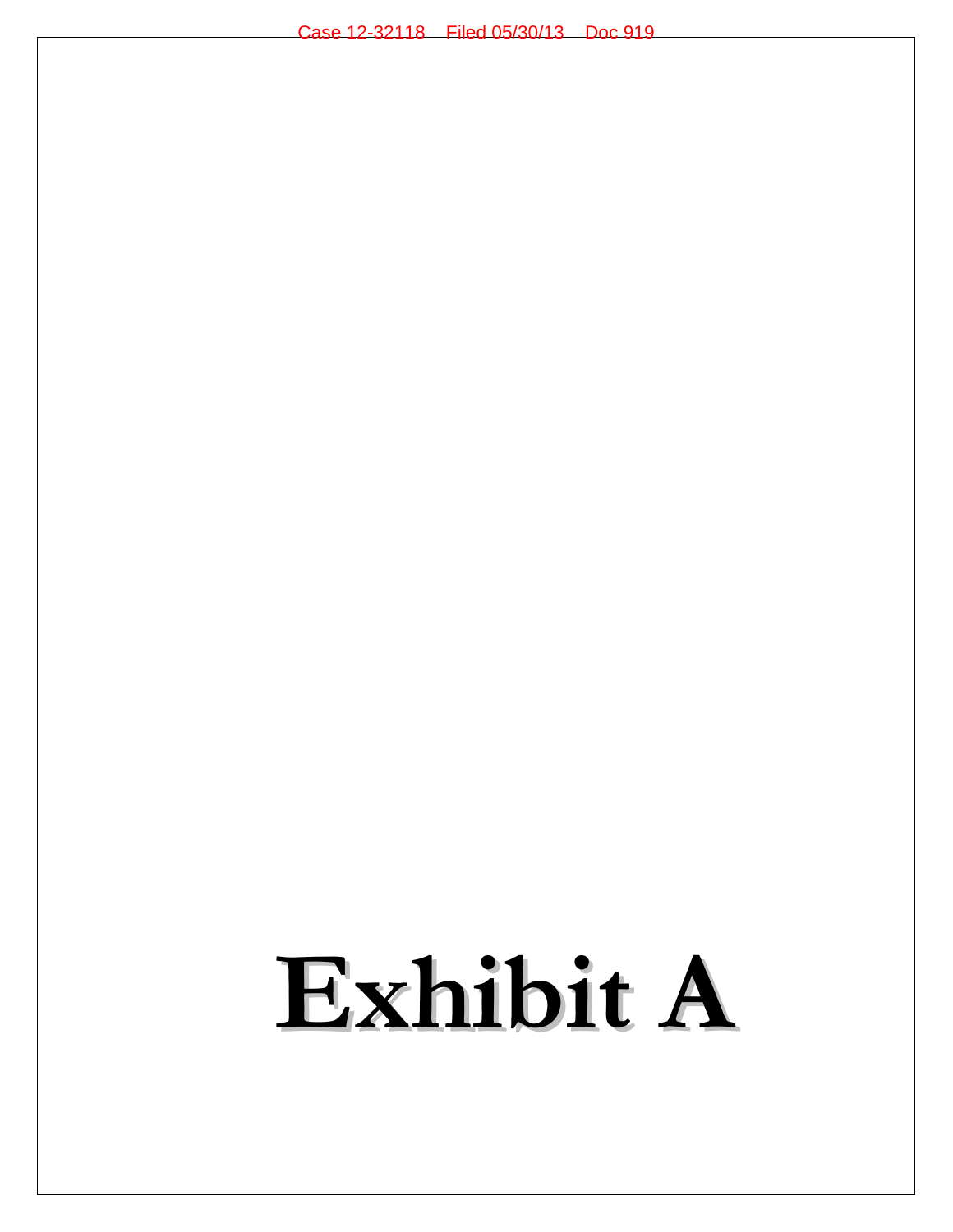# Exhibit A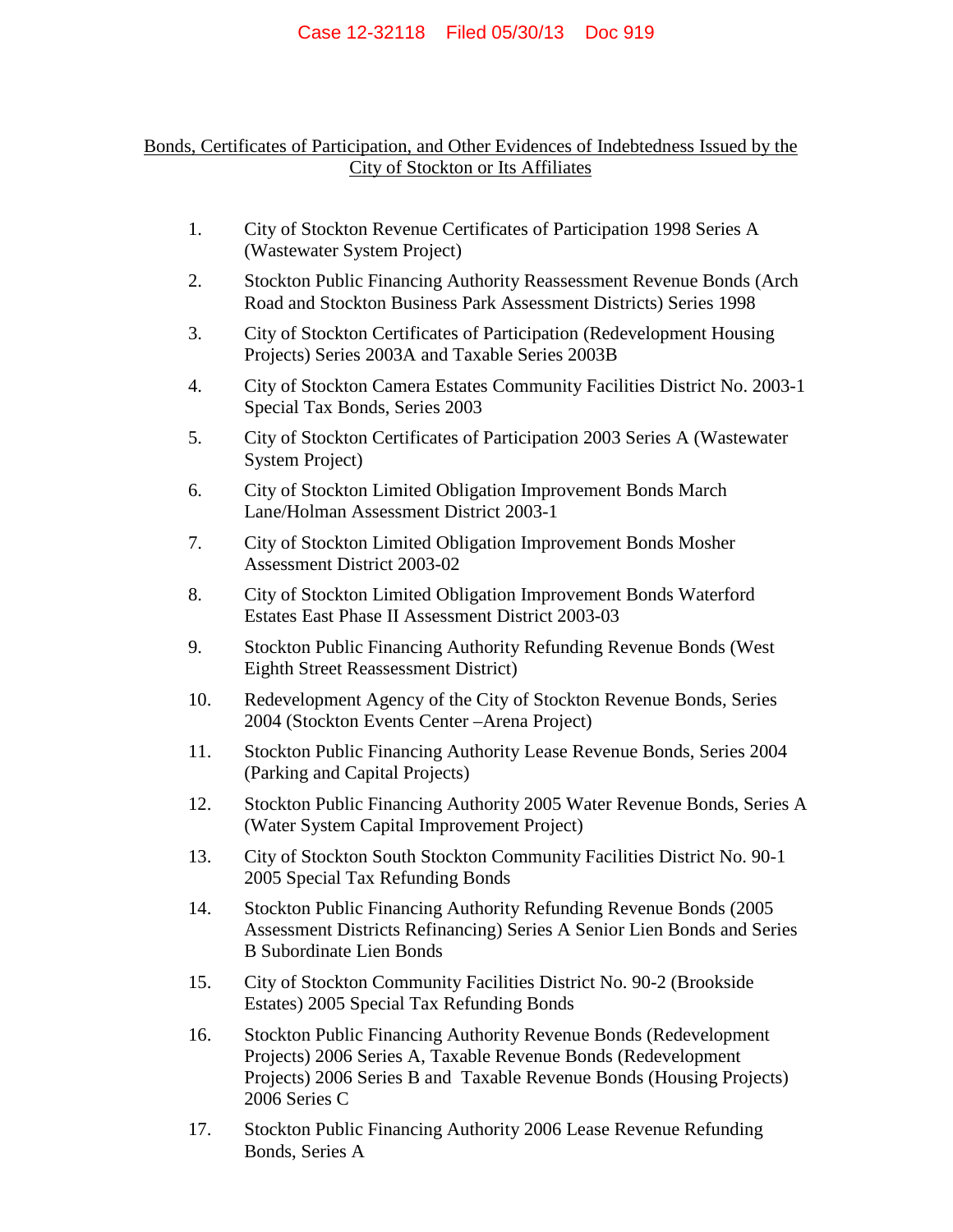Bonds, Certificates of Participation, and Other Evidences of Indebtedness Issued by the City of Stockton or Its Affiliates

1. City of Stockton Revenue Certificates of Participation 1998 Series A (Wastewater System Project)
2. Stockton Public Financing Authority Reassessment Revenue Bonds (Arch Road and Stockton Business Park Assessment Districts) Series 1998
3. City of Stockton Certificates of Participation (Redevelopment Housing Projects) Series 2003A and Taxable Series 2003B
4. City of Stockton Camera Estates Community Facilities District No. 2003-1 Special Tax Bonds, Series 2003
5. City of Stockton Certificates of Participation 2003 Series A (Wastewater System Project)
6. City of Stockton Limited Obligation Improvement Bonds March Lane/Holman Assessment District 2003-1
7. City of Stockton Limited Obligation Improvement Bonds Mosher Assessment District 2003-02
8. City of Stockton Limited Obligation Improvement Bonds Waterford Estates East Phase II Assessment District 2003-03
9. Stockton Public Financing Authority Refunding Revenue Bonds (West Eighth Street Reassessment District)
10. Redevelopment Agency of the City of Stockton Revenue Bonds, Series 2004 (Stockton Events Center –Arena Project)
11. Stockton Public Financing Authority Lease Revenue Bonds, Series 2004 (Parking and Capital Projects)
12. Stockton Public Financing Authority 2005 Water Revenue Bonds, Series A (Water System Capital Improvement Project)
13. City of Stockton South Stockton Community Facilities District No. 90-1 2005 Special Tax Refunding Bonds
14. Stockton Public Financing Authority Refunding Revenue Bonds (2005 Assessment Districts Refinancing) Series A Senior Lien Bonds and Series B Subordinate Lien Bonds
15. City of Stockton Community Facilities District No. 90-2 (Brookside Estates) 2005 Special Tax Refunding Bonds
16. Stockton Public Financing Authority Revenue Bonds (Redevelopment Projects) 2006 Series A, Taxable Revenue Bonds (Redevelopment Projects) 2006 Series B and Taxable Revenue Bonds (Housing Projects) 2006 Series C
17. Stockton Public Financing Authority 2006 Lease Revenue Refunding Bonds, Series A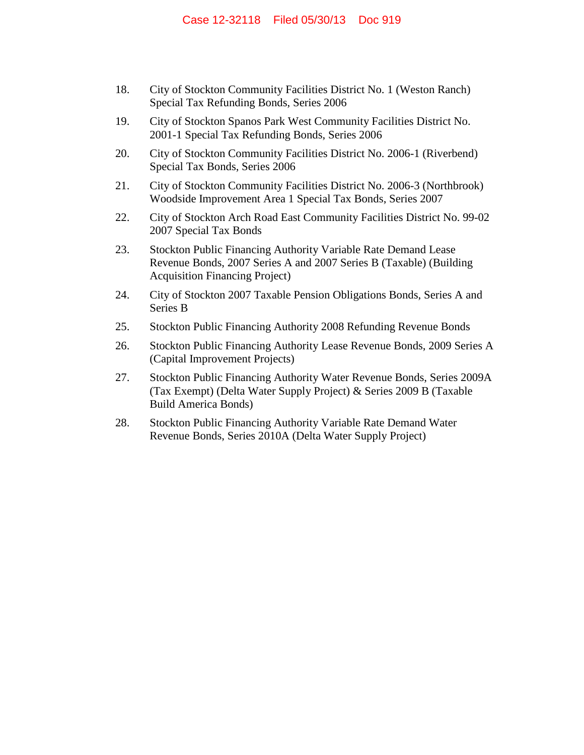18. City of Stockton Community Facilities District No. 1 (Weston Ranch) Special Tax Refunding Bonds, Series 2006

19. City of Stockton Spanos Park West Community Facilities District No. 2001-1 Special Tax Refunding Bonds, Series 2006

20. City of Stockton Community Facilities District No. 2006-1 (Riverbend) Special Tax Bonds, Series 2006

21. City of Stockton Community Facilities District No. 2006-3 (Northbrook) Woodside Improvement Area 1 Special Tax Bonds, Series 2007

22. City of Stockton Arch Road East Community Facilities District No. 99-02 2007 Special Tax Bonds

23. Stockton Public Financing Authority Variable Rate Demand Lease Revenue Bonds, 2007 Series A and 2007 Series B (Taxable) (Building Acquisition Financing Project)

24. City of Stockton 2007 Taxable Pension Obligations Bonds, Series A and Series B

25. Stockton Public Financing Authority 2008 Refunding Revenue Bonds

26. Stockton Public Financing Authority Lease Revenue Bonds, 2009 Series A (Capital Improvement Projects)

27. Stockton Public Financing Authority Water Revenue Bonds, Series 2009A (Tax Exempt) (Delta Water Supply Project) & Series 2009 B (Taxable Build America Bonds)

28. Stockton Public Financing Authority Variable Rate Demand Water Revenue Bonds, Series 2010A (Delta Water Supply Project)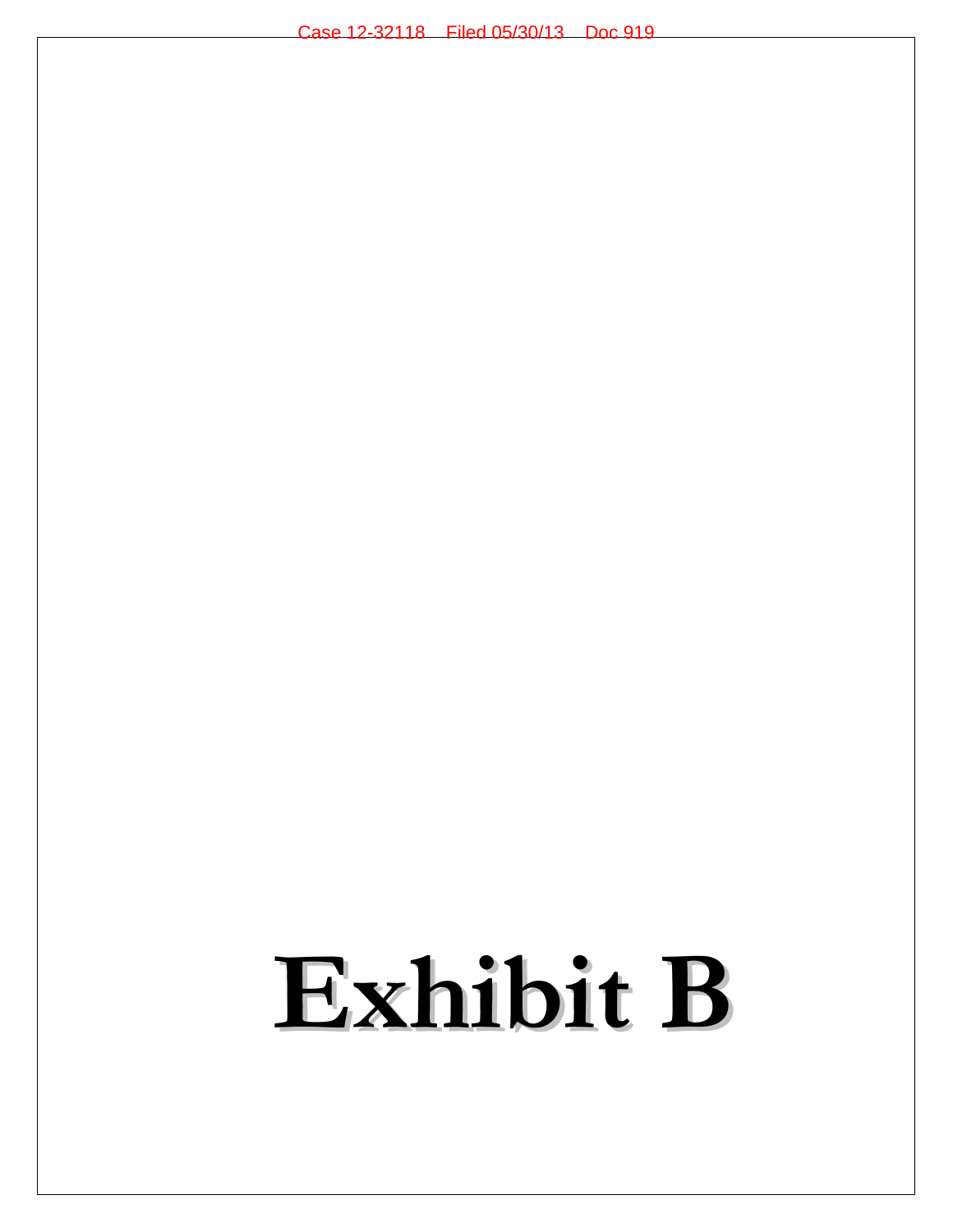# Exhibit B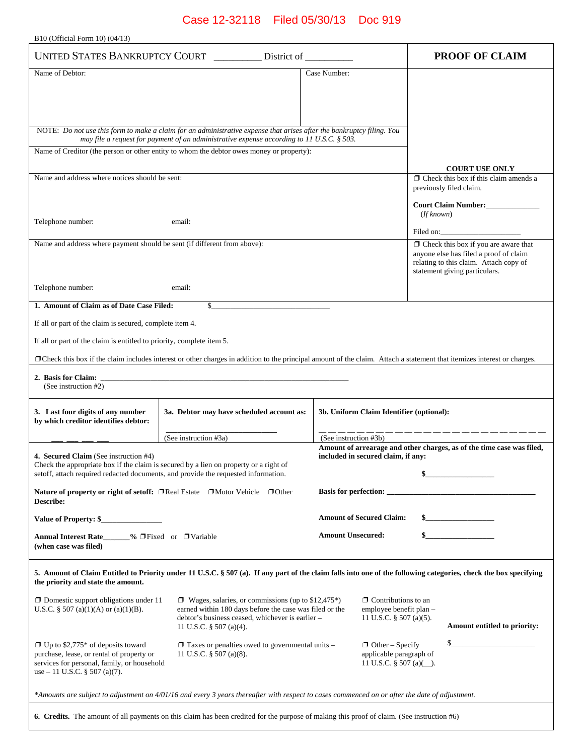Case 12-32118 Filed 05/30/13 Doc 919

B10 (Official Form 10) (04/13)

| UNITED STATES BANKRUPTCY COURT __________ District of __________ | | **PROOF OF CLAIM** |
|---|---|---|
| Name of Debtor: | Case Number: | |
| NOTE: *Do not use this form to make a claim for an administrative expense that arises after the bankruptcy filing. You may file a request for payment of an administrative expense according to 11 U.S.C. § 503.* | | |
| Name of Creditor (the person or other entity to whom the debtor owes money or property): | | **COURT USE ONLY** |
| Name and address where notices should be sent:<br><br>Telephone number: email: | | ❒ Check this box if this claim amends a previously filed claim.<br><br>**Court Claim Number:**_____________<br>(*If known*)<br><br>Filed on:____________________ |
| Name and address where payment should be sent (if different from above):<br><br>Telephone number: email: | | ❒ Check this box if you are aware that anyone else has filed a proof of claim relating to this claim. Attach copy of statement giving particulars. |

**1. Amount of Claim as of Date Case Filed:** $_____________________________

If all or part of the claim is secured, complete item 4.

If all or part of the claim is entitled to priority, complete item 5.

❒Check this box if the claim includes interest or other charges in addition to the principal amount of the claim. Attach a statement that itemizes interest or charges.

**2. Basis for Claim:** ____________________________________________________________
(See instruction #2)

| **3. Last four digits of any number by which creditor identifies debtor:**<br><br>___ ___ ___ ___ | **3a. Debtor may have scheduled account as:**<br><br>___________________________<br>(See instruction #3a) | **3b. Uniform Claim Identifier (optional):**<br><br>_ _ _ _ _ _ _ _ _ _ _ _ _ _ _ _ _ _ _ _ _ _ _ _ _ _ _ _ _ _ _ _<br>(See instruction #3b) |
|---|---|---|

**4. Secured Claim** (See instruction #4)
Check the appropriate box if the claim is secured by a lien on property or a right of setoff, attach required redacted documents, and provide the requested information.

**Nature of property or right of setoff:** ❒Real Estate ❒Motor Vehicle ❒Other
**Describe:**

**Value of Property: $**_______________

**Annual Interest Rate**_______**%** ❒Fixed or ❒Variable
**(when case was filed)**

**Amount of arrearage and other charges, as of the time case was filed, included in secured claim, if any:**

**$**_________________

**Basis for perfection:** ________________________________________

**Amount of Secured Claim:** **$**_________________

**Amount Unsecured:** **$**_________________

**5. Amount of Claim Entitled to Priority under 11 U.S.C. § 507 (a). If any part of the claim falls into one of the following categories, check the box specifying the priority and state the amount.**

❒ Domestic support obligations under 11 U.S.C. § 507 (a)(1)(A) or (a)(1)(B).

❒ Wages, salaries, or commissions (up to $12,475*) earned within 180 days before the case was filed or the debtor's business ceased, whichever is earlier – 11 U.S.C. § 507 (a)(4).

❒ Contributions to an employee benefit plan – 11 U.S.C. § 507 (a)(5).

❒ Up to $2,775* of deposits toward purchase, lease, or rental of property or services for personal, family, or household use – 11 U.S.C. § 507 (a)(7).

❒ Taxes or penalties owed to governmental units – 11 U.S.C. § 507 (a)(8).

❒ Other – Specify applicable paragraph of 11 U.S.C. § 507 (a)(__).

**Amount entitled to priority:**

$_____________________

*\*Amounts are subject to adjustment on 4/01/16 and every 3 years thereafter with respect to cases commenced on or after the date of adjustment.*

**6. Credits.** The amount of all payments on this claim has been credited for the purpose of making this proof of claim. (See instruction #6)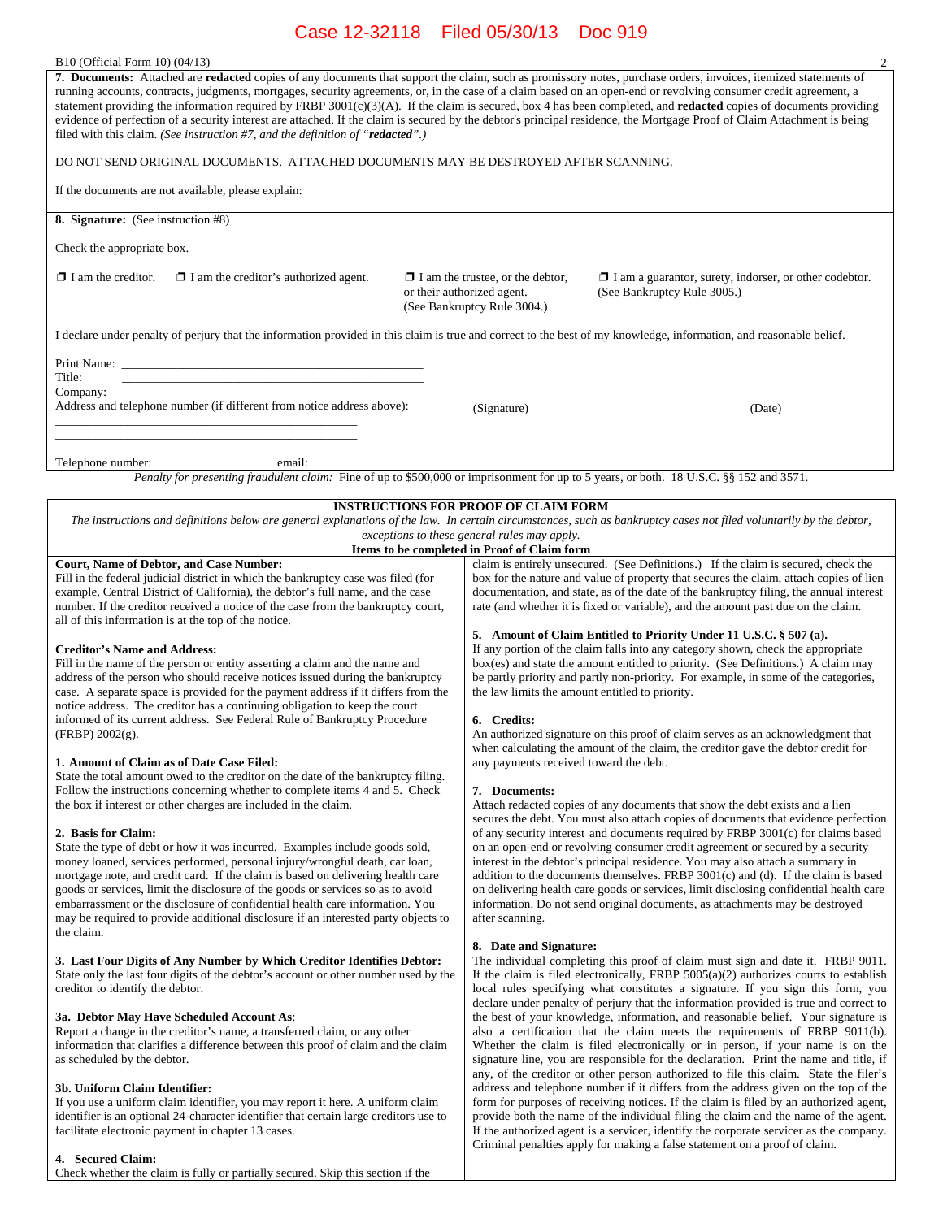Case 12-32118 Filed 05/30/13 Doc 919

B10 (Official Form 10) (04/13)

**7. Documents:** Attached are **redacted** copies of any documents that support the claim, such as promissory notes, purchase orders, invoices, itemized statements of running accounts, contracts, judgments, mortgages, security agreements, or, in the case of a claim based on an open-end or revolving consumer credit agreement, a statement providing the information required by FRBP 3001(c)(3)(A). If the claim is secured, box 4 has been completed, and **redacted** copies of documents providing evidence of perfection of a security interest are attached. If the claim is secured by the debtor's principal residence, the Mortgage Proof of Claim Attachment is being filed with this claim. *(See instruction #7, and the definition of "**redacted**".)*

DO NOT SEND ORIGINAL DOCUMENTS. ATTACHED DOCUMENTS MAY BE DESTROYED AFTER SCANNING.

If the documents are not available, please explain:

**8. Signature:** (See instruction #8)

Check the appropriate box.

❒ I am the creditor. ❒ I am the creditor's authorized agent. ❒ I am the trustee, or the debtor, or their authorized agent. (See Bankruptcy Rule 3004.) ❒ I am a guarantor, surety, indorser, or other codebtor. (See Bankruptcy Rule 3005.)

I declare under penalty of perjury that the information provided in this claim is true and correct to the best of my knowledge, information, and reasonable belief.

Print Name: ______________________________
Title: ______________________________
Company: ______________________________
Address and telephone number (if different from notice address above):

______________________________
______________________________
______________________________
Telephone number: email:

______________________________
(Signature) (Date)

*Penalty for presenting fraudulent claim:* Fine of up to $500,000 or imprisonment for up to 5 years, or both. 18 U.S.C. §§ 152 and 3571.

## INSTRUCTIONS FOR PROOF OF CLAIM FORM

*The instructions and definitions below are general explanations of the law. In certain circumstances, such as bankruptcy cases not filed voluntarily by the debtor, exceptions to these general rules may apply.*

**Items to be completed in Proof of Claim form**

**Court, Name of Debtor, and Case Number:**
Fill in the federal judicial district in which the bankruptcy case was filed (for example, Central District of California), the debtor's full name, and the case number. If the creditor received a notice of the case from the bankruptcy court, all of this information is at the top of the notice.

**Creditor's Name and Address:**
Fill in the name of the person or entity asserting a claim and the name and address of the person who should receive notices issued during the bankruptcy case. A separate space is provided for the payment address if it differs from the notice address. The creditor has a continuing obligation to keep the court informed of its current address. See Federal Rule of Bankruptcy Procedure (FRBP) 2002(g).

**1. Amount of Claim as of Date Case Filed:**
State the total amount owed to the creditor on the date of the bankruptcy filing. Follow the instructions concerning whether to complete items 4 and 5. Check the box if interest or other charges are included in the claim.

**2. Basis for Claim:**
State the type of debt or how it was incurred. Examples include goods sold, money loaned, services performed, personal injury/wrongful death, car loan, mortgage note, and credit card. If the claim is based on delivering health care goods or services, limit the disclosure of the goods or services so as to avoid embarrassment or the disclosure of confidential health care information. You may be required to provide additional disclosure if an interested party objects to the claim.

**3. Last Four Digits of Any Number by Which Creditor Identifies Debtor:**
State only the last four digits of the debtor's account or other number used by the creditor to identify the debtor.

**3a. Debtor May Have Scheduled Account As**:
Report a change in the creditor's name, a transferred claim, or any other information that clarifies a difference between this proof of claim and the claim as scheduled by the debtor.

**3b. Uniform Claim Identifier:**
If you use a uniform claim identifier, you may report it here. A uniform claim identifier is an optional 24-character identifier that certain large creditors use to facilitate electronic payment in chapter 13 cases.

**4. Secured Claim:**
Check whether the claim is fully or partially secured. Skip this section if the claim is entirely unsecured. (See Definitions.) If the claim is secured, check the box for the nature and value of property that secures the claim, attach copies of lien documentation, and state, as of the date of the bankruptcy filing, the annual interest rate (and whether it is fixed or variable), and the amount past due on the claim.

**5. Amount of Claim Entitled to Priority Under 11 U.S.C. § 507 (a).**
If any portion of the claim falls into any category shown, check the appropriate box(es) and state the amount entitled to priority. (See Definitions.) A claim may be partly priority and partly non-priority. For example, in some of the categories, the law limits the amount entitled to priority.

**6. Credits:**
An authorized signature on this proof of claim serves as an acknowledgment that when calculating the amount of the claim, the creditor gave the debtor credit for any payments received toward the debt.

**7. Documents:**
Attach redacted copies of any documents that show the debt exists and a lien secures the debt. You must also attach copies of documents that evidence perfection of any security interest and documents required by FRBP 3001(c) for claims based on an open-end or revolving consumer credit agreement or secured by a security interest in the debtor's principal residence. You may also attach a summary in addition to the documents themselves. FRBP 3001(c) and (d). If the claim is based on delivering health care goods or services, limit disclosing confidential health care information. Do not send original documents, as attachments may be destroyed after scanning.

**8. Date and Signature:**
The individual completing this proof of claim must sign and date it. FRBP 9011. If the claim is filed electronically, FRBP 5005(a)(2) authorizes courts to establish local rules specifying what constitutes a signature. If you sign this form, you declare under penalty of perjury that the information provided is true and correct to the best of your knowledge, information, and reasonable belief. Your signature is also a certification that the claim meets the requirements of FRBP 9011(b). Whether the claim is filed electronically or in person, if your name is on the signature line, you are responsible for the declaration. Print the name and title, if any, of the creditor or other person authorized to file this claim. State the filer's address and telephone number if it differs from the address given on the top of the form for purposes of receiving notices. If the claim is filed by an authorized agent, provide both the name of the individual filing the claim and the name of the agent. If the authorized agent is a servicer, identify the corporate servicer as the company. Criminal penalties apply for making a false statement on a proof of claim.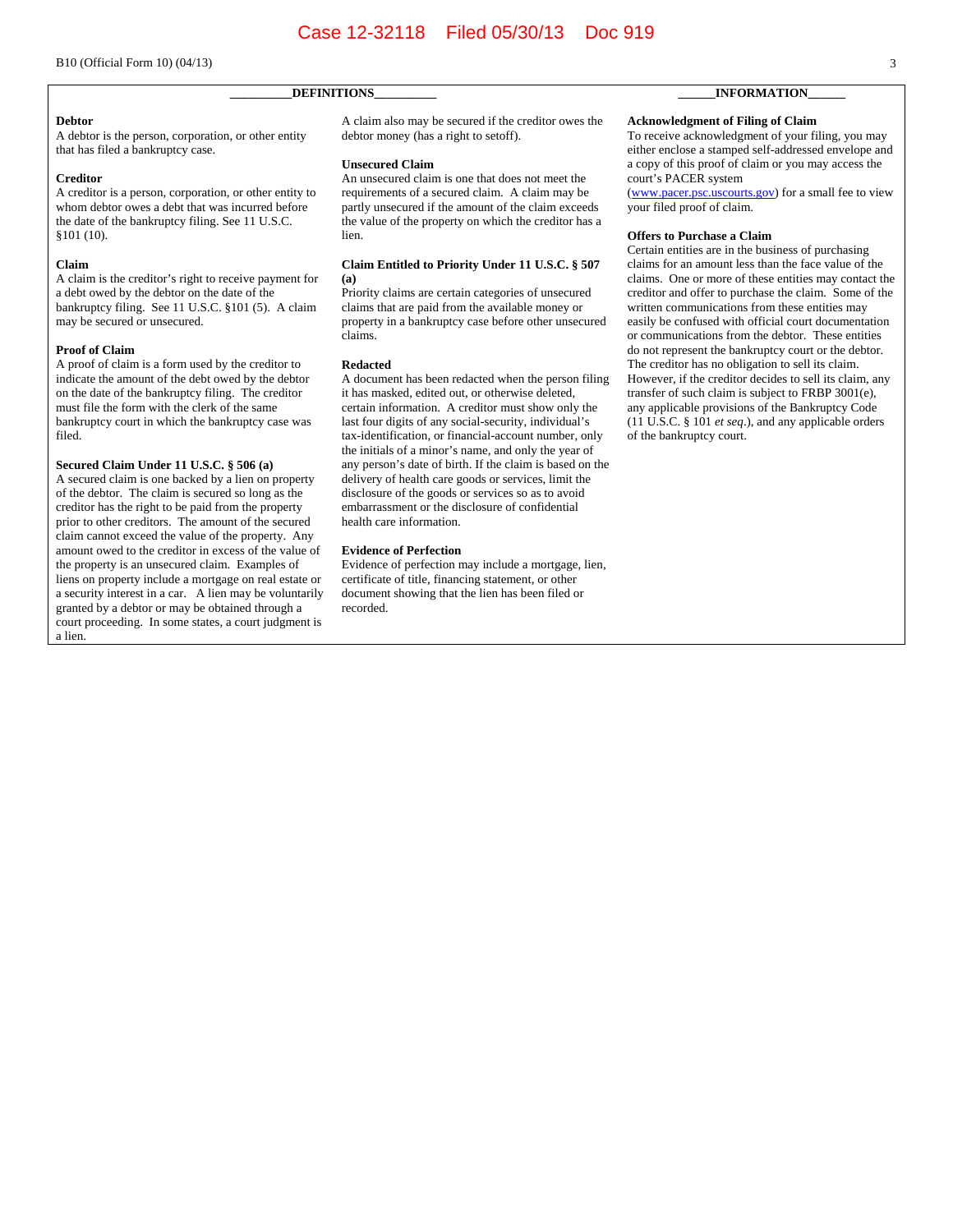## DEFINITIONS

### Debtor

A debtor is the person, corporation, or other entity that has filed a bankruptcy case.

### Creditor

A creditor is a person, corporation, or other entity to whom debtor owes a debt that was incurred before the date of the bankruptcy filing. See 11 U.S.C. §101 (10).

### Claim

A claim is the creditor's right to receive payment for a debt owed by the debtor on the date of the bankruptcy filing. See 11 U.S.C. §101 (5). A claim may be secured or unsecured.

### Proof of Claim

A proof of claim is a form used by the creditor to indicate the amount of the debt owed by the debtor on the date of the bankruptcy filing. The creditor must file the form with the clerk of the same bankruptcy court in which the bankruptcy case was filed.

### Secured Claim Under 11 U.S.C. § 506 (a)

A secured claim is one backed by a lien on property of the debtor. The claim is secured so long as the creditor has the right to be paid from the property prior to other creditors. The amount of the secured claim cannot exceed the value of the property. Any amount owed to the creditor in excess of the value of the property is an unsecured claim. Examples of liens on property include a mortgage on real estate or a security interest in a car. A lien may be voluntarily granted by a debtor or may be obtained through a court proceeding. In some states, a court judgment is a lien.

A claim also may be secured if the creditor owes the debtor money (has a right to setoff).

### Unsecured Claim

An unsecured claim is one that does not meet the requirements of a secured claim. A claim may be partly unsecured if the amount of the claim exceeds the value of the property on which the creditor has a lien.

### Claim Entitled to Priority Under 11 U.S.C. § 507 (a)

Priority claims are certain categories of unsecured claims that are paid from the available money or property in a bankruptcy case before other unsecured claims.

### Redacted

A document has been redacted when the person filing it has masked, edited out, or otherwise deleted, certain information. A creditor must show only the last four digits of any social-security, individual's tax-identification, or financial-account number, only the initials of a minor's name, and only the year of any person's date of birth. If the claim is based on the delivery of health care goods or services, limit the disclosure of the goods or services so as to avoid embarrassment or the disclosure of confidential health care information.

### Evidence of Perfection

Evidence of perfection may include a mortgage, lien, certificate of title, financing statement, or other document showing that the lien has been filed or recorded.

## INFORMATION

### Acknowledgment of Filing of Claim

To receive acknowledgment of your filing, you may either enclose a stamped self-addressed envelope and a copy of this proof of claim or you may access the court's PACER system (www.pacer.psc.uscourts.gov) for a small fee to view your filed proof of claim.

### Offers to Purchase a Claim

Certain entities are in the business of purchasing claims for an amount less than the face value of the claims. One or more of these entities may contact the creditor and offer to purchase the claim. Some of the written communications from these entities may easily be confused with official court documentation or communications from the debtor. These entities do not represent the bankruptcy court or the debtor. The creditor has no obligation to sell its claim. However, if the creditor decides to sell its claim, any transfer of such claim is subject to FRBP 3001(e), any applicable provisions of the Bankruptcy Code (11 U.S.C. § 101 *et seq*.), and any applicable orders of the bankruptcy court.